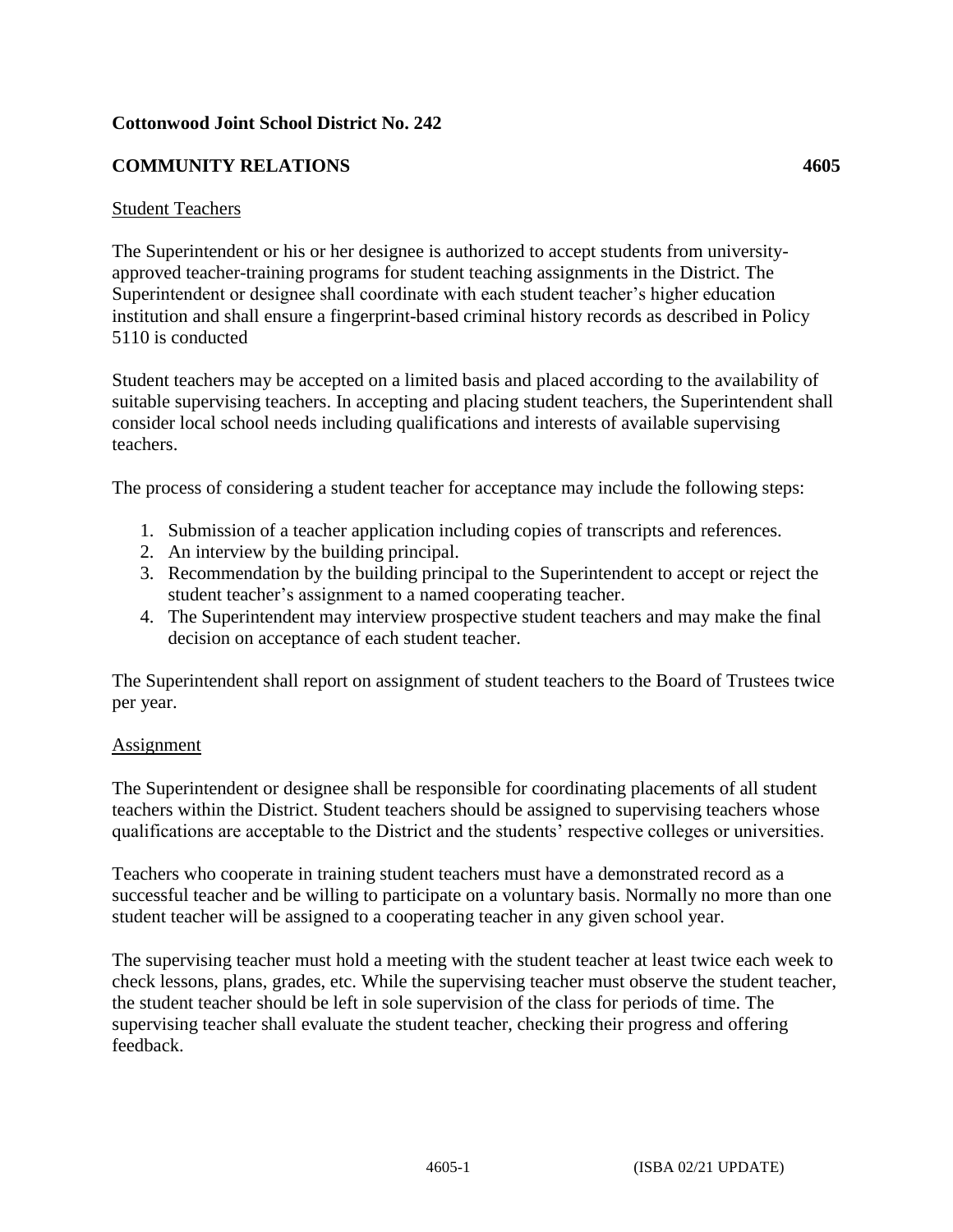**Cottonwood Joint School District No. 242**

**COMMUNITY RELATIONS** **4605**

Student Teachers

The Superintendent or his or her designee is authorized to accept students from university-approved teacher-training programs for student teaching assignments in the District. The Superintendent or designee shall coordinate with each student teacher's higher education institution and shall ensure a fingerprint-based criminal history records as described in Policy 5110 is conducted

Student teachers may be accepted on a limited basis and placed according to the availability of suitable supervising teachers. In accepting and placing student teachers, the Superintendent shall consider local school needs including qualifications and interests of available supervising teachers.

The process of considering a student teacher for acceptance may include the following steps:

1. Submission of a teacher application including copies of transcripts and references.
2. An interview by the building principal.
3. Recommendation by the building principal to the Superintendent to accept or reject the student teacher's assignment to a named cooperating teacher.
4. The Superintendent may interview prospective student teachers and may make the final decision on acceptance of each student teacher.

The Superintendent shall report on assignment of student teachers to the Board of Trustees twice per year.

Assignment

The Superintendent or designee shall be responsible for coordinating placements of all student teachers within the District. Student teachers should be assigned to supervising teachers whose qualifications are acceptable to the District and the students' respective colleges or universities.

Teachers who cooperate in training student teachers must have a demonstrated record as a successful teacher and be willing to participate on a voluntary basis. Normally no more than one student teacher will be assigned to a cooperating teacher in any given school year.

The supervising teacher must hold a meeting with the student teacher at least twice each week to check lessons, plans, grades, etc. While the supervising teacher must observe the student teacher, the student teacher should be left in sole supervision of the class for periods of time. The supervising teacher shall evaluate the student teacher, checking their progress and offering feedback.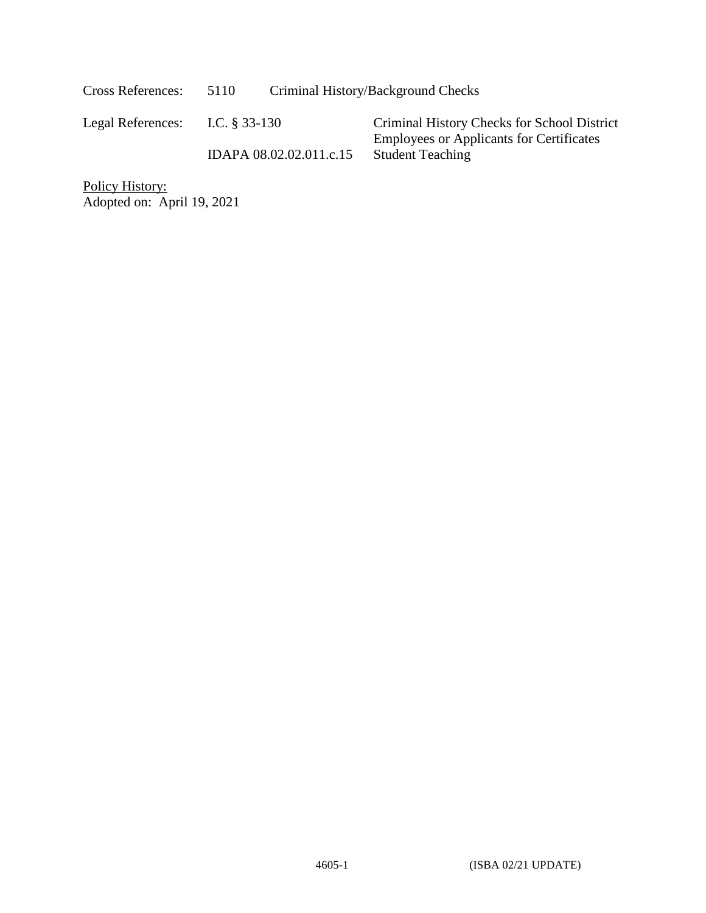| | | |
|---|---|---|
| Cross References: | 5110 | Criminal History/Background Checks |
| Legal References: | I.C. § 33-130 | Criminal History Checks for School District Employees or Applicants for Certificates |
| | IDAPA 08.02.02.011.c.15 | Student Teaching |

Policy History:
Adopted on: April 19, 2021